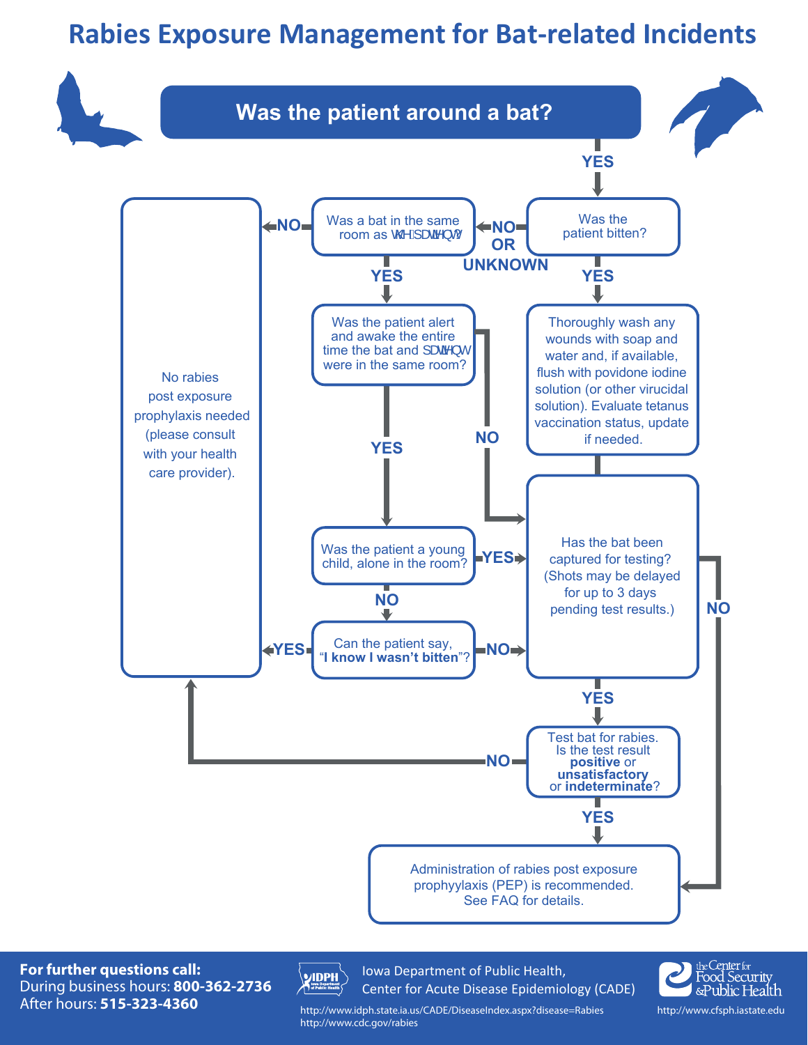# Rabies Exposure Management for Bat-related Incidents

**Was the patient around a bat?**

- **YES** → Was the patient bitten?
  - **YES** → Thoroughly wash any wounds with soap and water and, if available, flush with povidone iodine solution (or other virucidal solution). Evaluate tetanus vaccination status, update if needed. → Has the bat been captured for testing?
  - **NO OR UNKNOWN** → Was a bat in the same room as the patient?
    - **NO** → No rabies post exposure prophylaxis needed (please consult with your health care provider).
    - **YES** → Was the patient alert and awake the entire time the bat and patient were in the same room?
      - **NO** → Has the bat been captured for testing?
      - **YES** → Was the patient a young child, alone in the room?
        - **YES** → Has the bat been captured for testing?
        - **NO** → Can the patient say, "**I know I wasn't bitten**"?
          - **YES** → No rabies post exposure prophylaxis needed (please consult with your health care provider).
          - **NO** → Has the bat been captured for testing?

**Has the bat been captured for testing? (Shots may be delayed for up to 3 days pending test results.)**

- **NO** → Administration of rabies post exposure prophyylaxis (PEP) is recommended. See FAQ for details.
- **YES** → Test bat for rabies. Is the test result **positive** or **unsatisfactory** or **indeterminate**?
  - **YES** → Administration of rabies post exposure prophyylaxis (PEP) is recommended. See FAQ for details.
  - **NO** → No rabies post exposure prophylaxis needed (please consult with your health care provider).

**For further questions call:**
During business hours: **800-362-2736**
After hours: **515-323-4360**

Iowa Department of Public Health, Center for Acute Disease Epidemiology (CADE)

http://www.idph.state.ia.us/CADE/DiseaseIndex.aspx?disease=Rabies
http://www.cdc.gov/rabies

the Center for Food Security & Public Health
http://www.cfsph.iastate.edu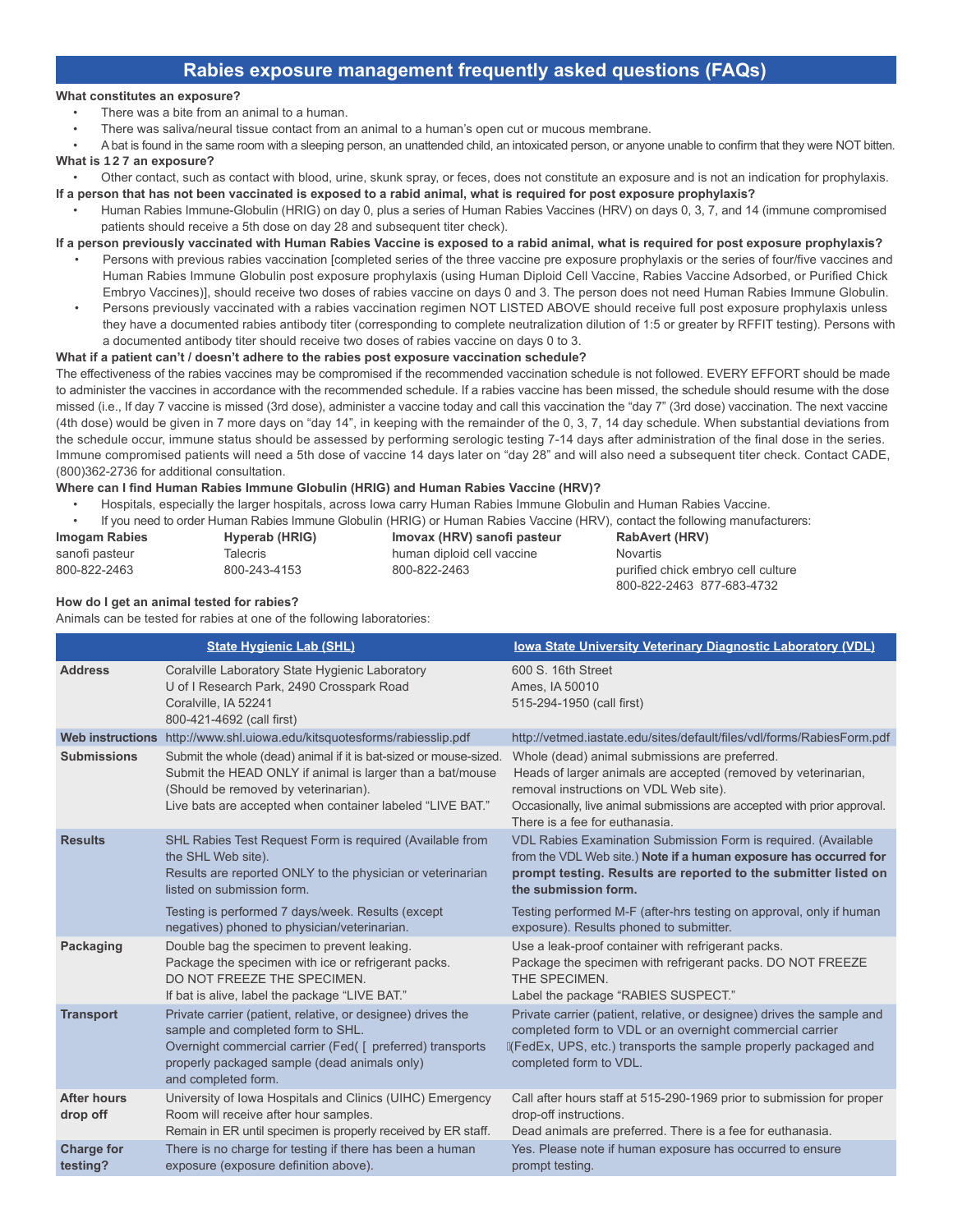# Rabies exposure management frequently asked questions (FAQs)

**What constitutes an exposure?**

- There was a bite from an animal to a human.
- There was saliva/neural tissue contact from an animal to a human's open cut or mucous membrane.
- A bat is found in the same room with a sleeping person, an unattended child, an intoxicated person, or anyone unable to confirm that they were NOT bitten.

**What is 1 2 7 an exposure?**

- Other contact, such as contact with blood, urine, skunk spray, or feces, does not constitute an exposure and is not an indication for prophylaxis.

**If a person that has not been vaccinated is exposed to a rabid animal, what is required for post exposure prophylaxis?**

- Human Rabies Immune-Globulin (HRIG) on day 0, plus a series of Human Rabies Vaccines (HRV) on days 0, 3, 7, and 14 (immune compromised patients should receive a 5th dose on day 28 and subsequent titer check).

**If a person previously vaccinated with Human Rabies Vaccine is exposed to a rabid animal, what is required for post exposure prophylaxis?**

- Persons with previous rabies vaccination [completed series of the three vaccine pre exposure prophylaxis or the series of four/five vaccines and Human Rabies Immune Globulin post exposure prophylaxis (using Human Diploid Cell Vaccine, Rabies Vaccine Adsorbed, or Purified Chick Embryo Vaccines)], should receive two doses of rabies vaccine on days 0 and 3. The person does not need Human Rabies Immune Globulin.
- Persons previously vaccinated with a rabies vaccination regimen NOT LISTED ABOVE should receive full post exposure prophylaxis unless they have a documented rabies antibody titer (corresponding to complete neutralization dilution of 1:5 or greater by RFFIT testing). Persons with a documented antibody titer should receive two doses of rabies vaccine on days 0 to 3.

**What if a patient can't / doesn't adhere to the rabies post exposure vaccination schedule?**

The effectiveness of the rabies vaccines may be compromised if the recommended vaccination schedule is not followed. EVERY EFFORT should be made to administer the vaccines in accordance with the recommended schedule. If a rabies vaccine has been missed, the schedule should resume with the dose missed (i.e., If day 7 vaccine is missed (3rd dose), administer a vaccine today and call this vaccination the "day 7" (3rd dose) vaccination. The next vaccine (4th dose) would be given in 7 more days on "day 14", in keeping with the remainder of the 0, 3, 7, 14 day schedule. When substantial deviations from the schedule occur, immune status should be assessed by performing serologic testing 7-14 days after administration of the final dose in the series. Immune compromised patients will need a 5th dose of vaccine 14 days later on "day 28" and will also need a subsequent titer check. Contact CADE, (800)362-2736 for additional consultation.

**Where can I find Human Rabies Immune Globulin (HRIG) and Human Rabies Vaccine (HRV)?**

- Hospitals, especially the larger hospitals, across Iowa carry Human Rabies Immune Globulin and Human Rabies Vaccine.
- If you need to order Human Rabies Immune Globulin (HRIG) or Human Rabies Vaccine (HRV), contact the following manufacturers:

| **Imogam Rabies** | **Hyperab (HRIG)** | **Imovax (HRV) sanofi pasteur** | **RabAvert (HRV)** |
|---|---|---|---|
| sanofi pasteur | Talecris | human diploid cell vaccine | Novartis |
| 800-822-2463 | 800-243-4153 | 800-822-2463 | purified chick embryo cell culture 800-822-2463 877-683-4732 |

**How do I get an animal tested for rabies?**

Animals can be tested for rabies at one of the following laboratories:

| | State Hygienic Lab (SHL) | Iowa State University Veterinary Diagnostic Laboratory (VDL) |
|---|---|---|
| **Address** | Coralville Laboratory State Hygienic Laboratory<br>U of I Research Park, 2490 Crosspark Road<br>Coralville, IA 52241<br>800-421-4692 (call first) | 600 S. 16th Street<br>Ames, IA 50010<br>515-294-1950 (call first) |
| **Web instructions** | http://www.shl.uiowa.edu/kitsquotesforms/rabiesslip.pdf | http://vetmed.iastate.edu/sites/default/files/vdl/forms/RabiesForm.pdf |
| **Submissions** | Submit the whole (dead) animal if it is bat-sized or mouse-sized.<br>Submit the HEAD ONLY if animal is larger than a bat/mouse (Should be removed by veterinarian).<br>Live bats are accepted when container labeled "LIVE BAT." | Whole (dead) animal submissions are preferred.<br>Heads of larger animals are accepted (removed by veterinarian, removal instructions on VDL Web site).<br>Occasionally, live animal submissions are accepted with prior approval. There is a fee for euthanasia. |
| **Results** | SHL Rabies Test Request Form is required (Available from the SHL Web site).<br>Results are reported ONLY to the physician or veterinarian listed on submission form.<br><br>Testing is performed 7 days/week. Results (except negatives) phoned to physician/veterinarian. | VDL Rabies Examination Submission Form is required. (Available from the VDL Web site.) **Note if a human exposure has occurred for prompt testing. Results are reported to the submitter listed on the submission form.**<br><br>Testing performed M-F (after-hrs testing on approval, only if human exposure). Results phoned to submitter. |
| **Packaging** | Double bag the specimen to prevent leaking.<br>Package the specimen with ice or refrigerant packs.<br>DO NOT FREEZE THE SPECIMEN.<br>If bat is alive, label the package "LIVE BAT." | Use a leak-proof container with refrigerant packs.<br>Package the specimen with refrigerant packs. DO NOT FREEZE THE SPECIMEN.<br>Label the package "RABIES SUSPECT." |
| **Transport** | Private carrier (patient, relative, or designee) drives the sample and completed form to SHL.<br>Overnight commercial carrier (Fed( [ preferred) transports properly packaged sample (dead animals only) and completed form. | Private carrier (patient, relative, or designee) drives the sample and completed form to VDL or an overnight commercial carrier (FedEx, UPS, etc.) transports the sample properly packaged and completed form to VDL. |
| **After hours drop off** | University of Iowa Hospitals and Clinics (UIHC) Emergency Room will receive after hour samples.<br>Remain in ER until specimen is properly received by ER staff. | Call after hours staff at 515-290-1969 prior to submission for proper drop-off instructions.<br>Dead animals are preferred. There is a fee for euthanasia. |
| **Charge for testing?** | There is no charge for testing if there has been a human exposure (exposure definition above). | Yes. Please note if human exposure has occurred to ensure prompt testing. |